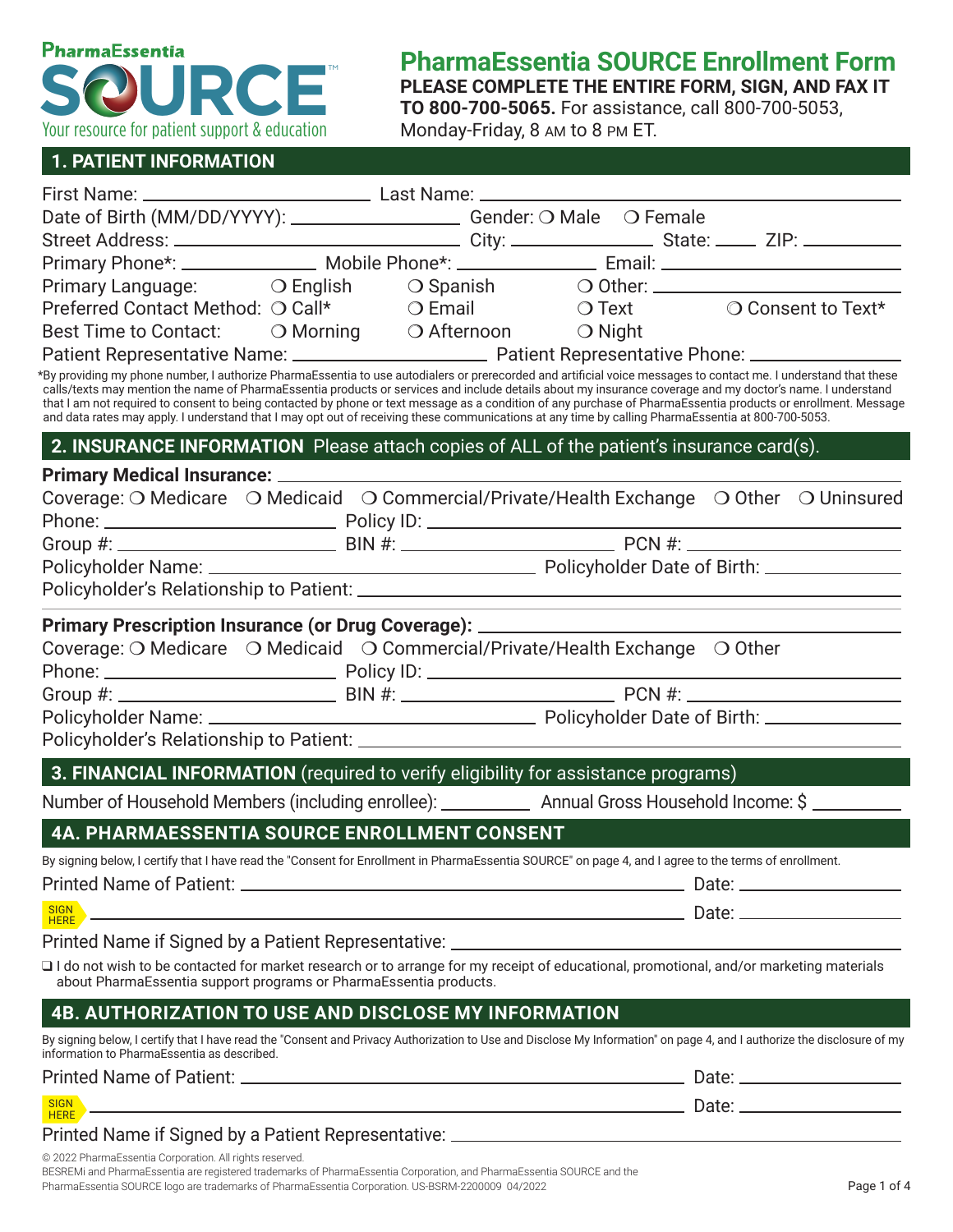PharmaEssentia

SOURCE™

Your resource for patient support & education

# PharmaEssentia SOURCE Enrollment Form

**PLEASE COMPLETE THE ENTIRE FORM, SIGN, AND FAX IT TO 800-700-5065.** For assistance, call 800-700-5053, Monday-Friday, 8 AM to 8 PM ET.

## 1. PATIENT INFORMATION

First Name: ____________________ Last Name: ____________________

Date of Birth (MM/DD/YYYY): ____________________ Gender: ❍ Male ❍ Female

Street Address: ____________________ City: ____________ State: _____ ZIP: __________

Primary Phone*: ____________ Mobile Phone*: ____________ Email: ____________________

Primary Language: ❍ English ❍ Spanish ❍ Other: ____________

Preferred Contact Method: ❍ Call* ❍ Email ❍ Text ❍ Consent to Text*

Best Time to Contact: ❍ Morning ❍ Afternoon ❍ Night

Patient Representative Name: ____________________ Patient Representative Phone: ____________

*By providing my phone number, I authorize PharmaEssentia to use autodialers or prerecorded and artificial voice messages to contact me. I understand that these calls/texts may mention the name of PharmaEssentia products or services and include details about my insurance coverage and my doctor's name. I understand that I am not required to consent to being contacted by phone or text message as a condition of any purchase of PharmaEssentia products or enrollment. Message and data rates may apply. I understand that I may opt out of receiving these communications at any time by calling PharmaEssentia at 800-700-5053.

## 2. INSURANCE INFORMATION Please attach copies of ALL of the patient's insurance card(s).

**Primary Medical Insurance:** ____________________

Coverage: ❍ Medicare ❍ Medicaid ❍ Commercial/Private/Health Exchange ❍ Other ❍ Uninsured

Phone: ____________________ Policy ID: ____________________

Group #: ____________________ BIN #: ____________________ PCN #: ____________________

Policyholder Name: ____________________ Policyholder Date of Birth: ____________

Policyholder's Relationship to Patient: ____________________

**Primary Prescription Insurance (or Drug Coverage):** ____________________

Coverage: ❍ Medicare ❍ Medicaid ❍ Commercial/Private/Health Exchange ❍ Other

Phone: ____________________ Policy ID: ____________________

Group #: ____________________ BIN #: ____________________ PCN #: ____________________

Policyholder Name: ____________________ Policyholder Date of Birth: ____________

Policyholder's Relationship to Patient: ____________________

## 3. FINANCIAL INFORMATION (required to verify eligibility for assistance programs)

Number of Household Members (including enrollee): __________ Annual Gross Household Income: $ __________

## 4A. PHARMAESSENTIA SOURCE ENROLLMENT CONSENT

By signing below, I certify that I have read the "Consent for Enrollment in PharmaEssentia SOURCE" on page 4, and I agree to the terms of enrollment.

Printed Name of Patient: ____________________ Date: ____________

SIGN HERE ____________________ Date: ____________

Printed Name if Signed by a Patient Representative: ____________________

❑ I do not wish to be contacted for market research or to arrange for my receipt of educational, promotional, and/or marketing materials about PharmaEssentia support programs or PharmaEssentia products.

## 4B. AUTHORIZATION TO USE AND DISCLOSE MY INFORMATION

By signing below, I certify that I have read the "Consent and Privacy Authorization to Use and Disclose My Information" on page 4, and I authorize the disclosure of my information to PharmaEssentia as described.

Printed Name of Patient: ____________________ Date: ____________

SIGN HERE ____________________ Date: ____________

Printed Name if Signed by a Patient Representative: ____________________

© 2022 PharmaEssentia Corporation. All rights reserved.
BESREMi and PharmaEssentia are registered trademarks of PharmaEssentia Corporation, and PharmaEssentia SOURCE and the PharmaEssentia SOURCE logo are trademarks of PharmaEssentia Corporation. US-BSRM-2200009 04/2022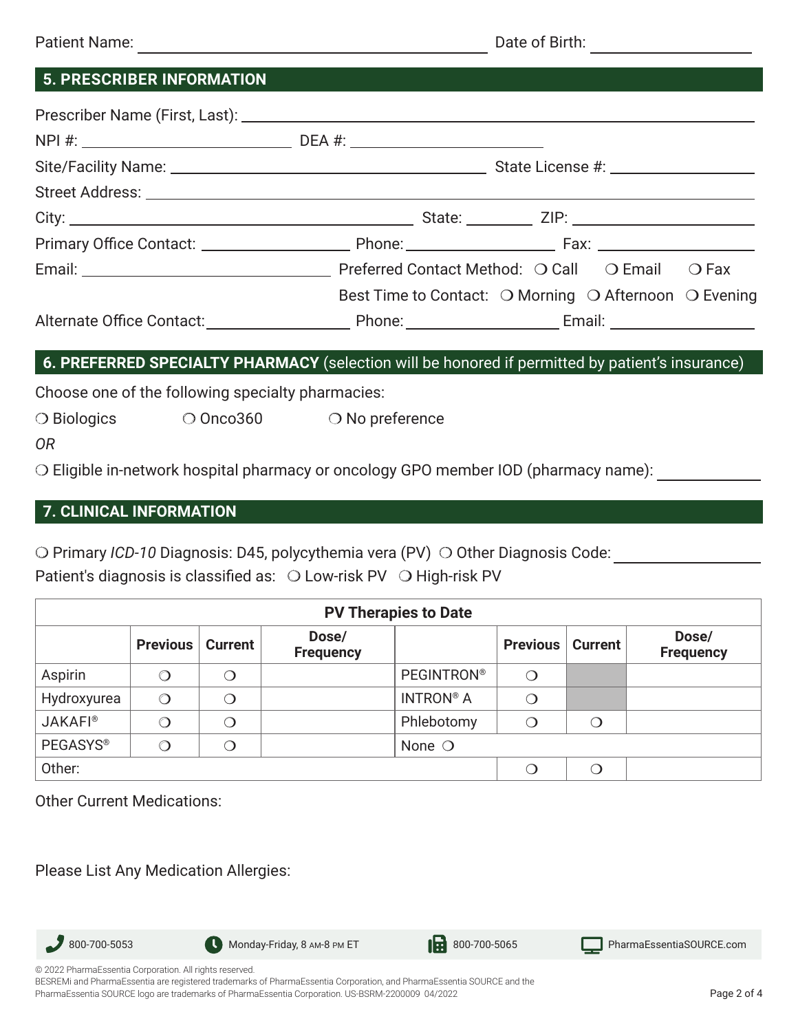Patient Name: ______________________ Date of Birth: ______________

## 5. PRESCRIBER INFORMATION

Prescriber Name (First, Last): ______________________

NPI #: ______________ DEA #: ______________

Site/Facility Name: ______________________ State License #: ______________

Street Address: ______________________

City: ______________ State: ______ ZIP: ______________

Primary Office Contact: ______________ Phone: ______________ Fax: ______________

Email: ______________ Preferred Contact Method: ❍ Call ❍ Email ❍ Fax

Best Time to Contact: ❍ Morning ❍ Afternoon ❍ Evening

Alternate Office Contact: ______________ Phone: ______________ Email: ______________

## 6. PREFERRED SPECIALTY PHARMACY (selection will be honored if permitted by patient's insurance)

Choose one of the following specialty pharmacies:

❍ Biologics ❍ Onco360 ❍ No preference

*OR*

❍ Eligible in-network hospital pharmacy or oncology GPO member IOD (pharmacy name): ______________

## 7. CLINICAL INFORMATION

❍ Primary *ICD-10* Diagnosis: D45, polycythemia vera (PV) ❍ Other Diagnosis Code: ______________

Patient's diagnosis is classified as: ❍ Low-risk PV ❍ High-risk PV

| PV Therapies to Date | | | | | | | |
|---|---|---|---|---|---|---|---|
| | **Previous** | **Current** | **Dose/ Frequency** | | **Previous** | **Current** | **Dose/ Frequency** |
| Aspirin | ❍ | ❍ | | PEGINTRON® | ❍ | | |
| Hydroxyurea | ❍ | ❍ | | INTRON® A | ❍ | | |
| JAKAFI® | ❍ | ❍ | | Phlebotomy | ❍ | ❍ | |
| PEGASYS® | ❍ | ❍ | | None ❍ | | | |
| Other: | | | | | ❍ | ❍ | |

Other Current Medications:

Please List Any Medication Allergies:

800-700-5053 | Monday-Friday, 8 AM-8 PM ET | 800-700-5065 | PharmaEssentiaSOURCE.com

© 2022 PharmaEssentia Corporation. All rights reserved.
BESREMi and PharmaEssentia are registered trademarks of PharmaEssentia Corporation, and PharmaEssentia SOURCE and the PharmaEssentia SOURCE logo are trademarks of PharmaEssentia Corporation. US-BSRM-2200009 04/2022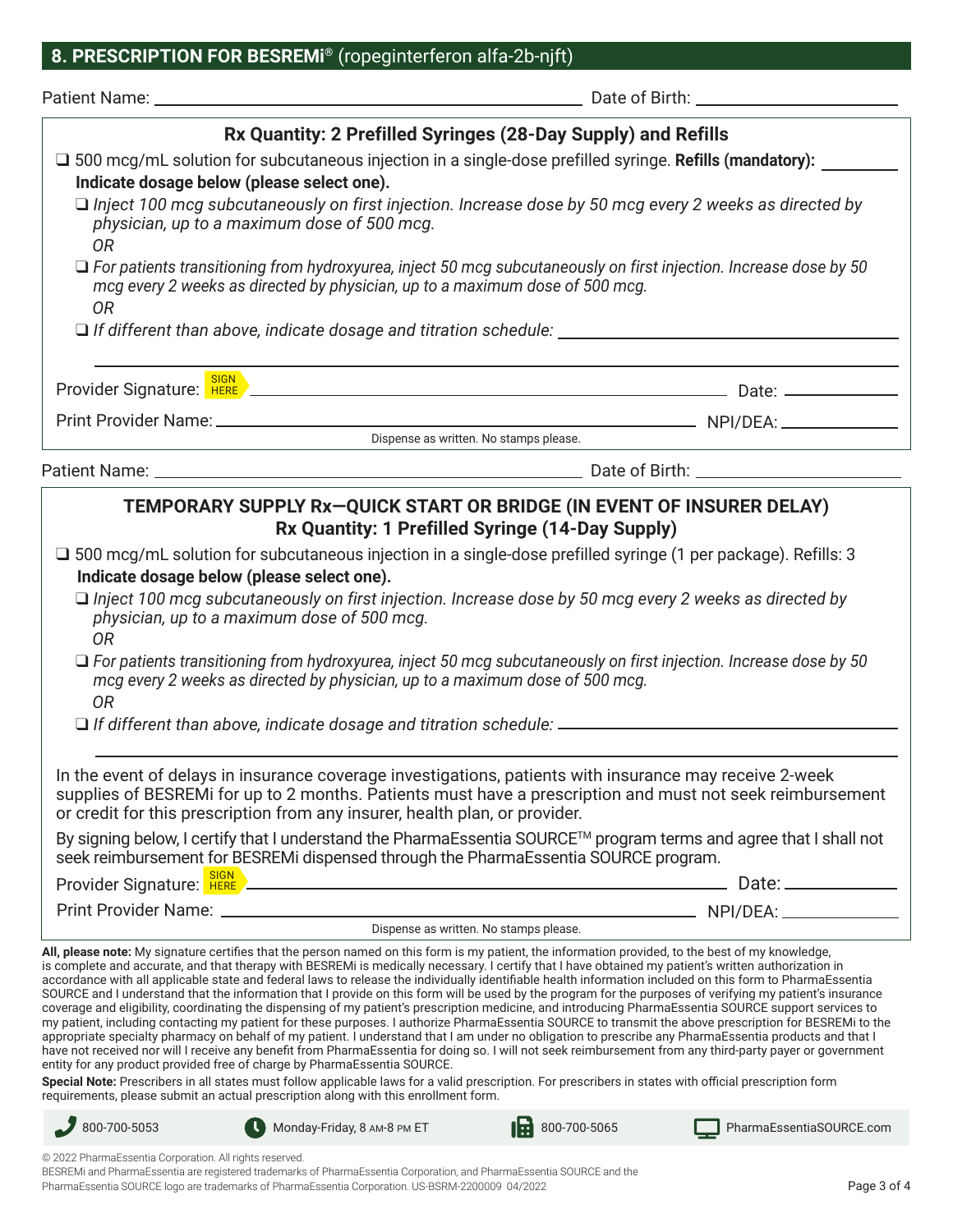## 8. PRESCRIPTION FOR BESREMi® (ropeginterferon alfa-2b-njft)

Patient Name: ______________________ Date of Birth: ______________

### Rx Quantity: 2 Prefilled Syringes (28-Day Supply) and Refills

❑ 500 mcg/mL solution for subcutaneous injection in a single-dose prefilled syringe. **Refills (mandatory):** ________

**Indicate dosage below (please select one).**

❑ *Inject 100 mcg subcutaneously on first injection. Increase dose by 50 mcg every 2 weeks as directed by physician, up to a maximum dose of 500 mcg.*

*OR*

❑ *For patients transitioning from hydroxyurea, inject 50 mcg subcutaneously on first injection. Increase dose by 50 mcg every 2 weeks as directed by physician, up to a maximum dose of 500 mcg.*

*OR*

❑ *If different than above, indicate dosage and titration schedule:* ______________________

Provider Signature: SIGN HERE ______________________ Date: ________

Print Provider Name: ______________________ NPI/DEA: ________

Dispense as written. No stamps please.

Patient Name: ______________________ Date of Birth: ______________

### TEMPORARY SUPPLY Rx—QUICK START OR BRIDGE (IN EVENT OF INSURER DELAY)
### Rx Quantity: 1 Prefilled Syringe (14-Day Supply)

❑ 500 mcg/mL solution for subcutaneous injection in a single-dose prefilled syringe (1 per package). Refills: 3

**Indicate dosage below (please select one).**

❑ *Inject 100 mcg subcutaneously on first injection. Increase dose by 50 mcg every 2 weeks as directed by physician, up to a maximum dose of 500 mcg.*

*OR*

❑ *For patients transitioning from hydroxyurea, inject 50 mcg subcutaneously on first injection. Increase dose by 50 mcg every 2 weeks as directed by physician, up to a maximum dose of 500 mcg.*

*OR*

❑ *If different than above, indicate dosage and titration schedule:* ______________________

In the event of delays in insurance coverage investigations, patients with insurance may receive 2-week supplies of BESREMi for up to 2 months. Patients must have a prescription and must not seek reimbursement or credit for this prescription from any insurer, health plan, or provider.

By signing below, I certify that I understand the PharmaEssentia SOURCE™ program terms and agree that I shall not seek reimbursement for BESREMi dispensed through the PharmaEssentia SOURCE program.

Provider Signature: SIGN HERE ______________________ Date: ________

Print Provider Name: ______________________ NPI/DEA: ________

Dispense as written. No stamps please.

**All, please note:** My signature certifies that the person named on this form is my patient, the information provided, to the best of my knowledge, is complete and accurate, and that therapy with BESREMi is medically necessary. I certify that I have obtained my patient's written authorization in accordance with all applicable state and federal laws to release the individually identifiable health information included on this form to PharmaEssentia SOURCE and I understand that the information that I provide on this form will be used by the program for the purposes of verifying my patient's insurance coverage and eligibility, coordinating the dispensing of my patient's prescription medicine, and introducing PharmaEssentia SOURCE support services to my patient, including contacting my patient for these purposes. I authorize PharmaEssentia SOURCE to transmit the above prescription for BESREMi to the appropriate specialty pharmacy on behalf of my patient. I understand that I am under no obligation to prescribe any PharmaEssentia products and that I have not received nor will I receive any benefit from PharmaEssentia for doing so. I will not seek reimbursement from any third-party payer or government entity for any product provided free of charge by PharmaEssentia SOURCE.

**Special Note:** Prescribers in all states must follow applicable laws for a valid prescription. For prescribers in states with official prescription form requirements, please submit an actual prescription along with this enrollment form.

800-700-5053 | Monday-Friday, 8 AM-8 PM ET | 800-700-5065 | PharmaEssentiaSOURCE.com

© 2022 PharmaEssentia Corporation. All rights reserved.
BESREMi and PharmaEssentia are registered trademarks of PharmaEssentia Corporation, and PharmaEssentia SOURCE and the PharmaEssentia SOURCE logo are trademarks of PharmaEssentia Corporation. US-BSRM-2200009 04/2022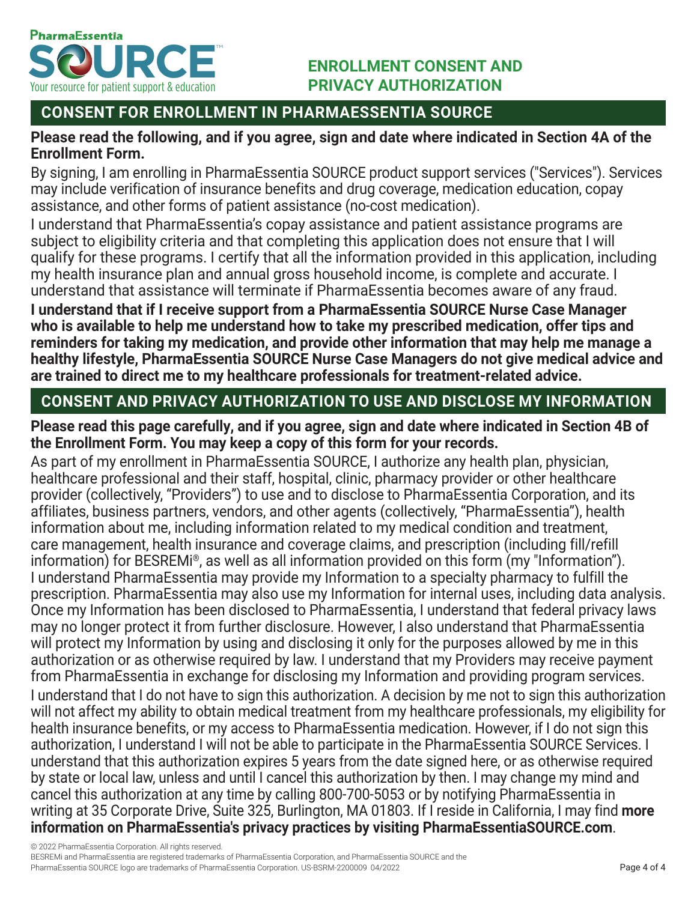PharmaEssentia

SOURCE™

Your resource for patient support & education

# ENROLLMENT CONSENT AND PRIVACY AUTHORIZATION

## CONSENT FOR ENROLLMENT IN PHARMAESSENTIA SOURCE

**Please read the following, and if you agree, sign and date where indicated in Section 4A of the Enrollment Form.**

By signing, I am enrolling in PharmaEssentia SOURCE product support services ("Services"). Services may include verification of insurance benefits and drug coverage, medication education, copay assistance, and other forms of patient assistance (no-cost medication).

I understand that PharmaEssentia's copay assistance and patient assistance programs are subject to eligibility criteria and that completing this application does not ensure that I will qualify for these programs. I certify that all the information provided in this application, including my health insurance plan and annual gross household income, is complete and accurate. I understand that assistance will terminate if PharmaEssentia becomes aware of any fraud.

**I understand that if I receive support from a PharmaEssentia SOURCE Nurse Case Manager who is available to help me understand how to take my prescribed medication, offer tips and reminders for taking my medication, and provide other information that may help me manage a healthy lifestyle, PharmaEssentia SOURCE Nurse Case Managers do not give medical advice and are trained to direct me to my healthcare professionals for treatment-related advice.**

## CONSENT AND PRIVACY AUTHORIZATION TO USE AND DISCLOSE MY INFORMATION

**Please read this page carefully, and if you agree, sign and date where indicated in Section 4B of the Enrollment Form. You may keep a copy of this form for your records.**

As part of my enrollment in PharmaEssentia SOURCE, I authorize any health plan, physician, healthcare professional and their staff, hospital, clinic, pharmacy provider or other healthcare provider (collectively, "Providers") to use and to disclose to PharmaEssentia Corporation, and its affiliates, business partners, vendors, and other agents (collectively, "PharmaEssentia"), health information about me, including information related to my medical condition and treatment, care management, health insurance and coverage claims, and prescription (including fill/refill information) for BESREMi®, as well as all information provided on this form (my "Information"). I understand PharmaEssentia may provide my Information to a specialty pharmacy to fulfill the prescription. PharmaEssentia may also use my Information for internal uses, including data analysis. Once my Information has been disclosed to PharmaEssentia, I understand that federal privacy laws may no longer protect it from further disclosure. However, I also understand that PharmaEssentia will protect my Information by using and disclosing it only for the purposes allowed by me in this authorization or as otherwise required by law. I understand that my Providers may receive payment from PharmaEssentia in exchange for disclosing my Information and providing program services.

I understand that I do not have to sign this authorization. A decision by me not to sign this authorization will not affect my ability to obtain medical treatment from my healthcare professionals, my eligibility for health insurance benefits, or my access to PharmaEssentia medication. However, if I do not sign this authorization, I understand I will not be able to participate in the PharmaEssentia SOURCE Services. I understand that this authorization expires 5 years from the date signed here, or as otherwise required by state or local law, unless and until I cancel this authorization by then. I may change my mind and cancel this authorization at any time by calling 800-700-5053 or by notifying PharmaEssentia in writing at 35 Corporate Drive, Suite 325, Burlington, MA 01803. If I reside in California, I may find **more information on PharmaEssentia's privacy practices by visiting PharmaEssentiaSOURCE.com**.

© 2022 PharmaEssentia Corporation. All rights reserved.
BESREMi and PharmaEssentia are registered trademarks of PharmaEssentia Corporation, and PharmaEssentia SOURCE and the PharmaEssentia SOURCE logo are trademarks of PharmaEssentia Corporation. US-BSRM-2200009 04/2022